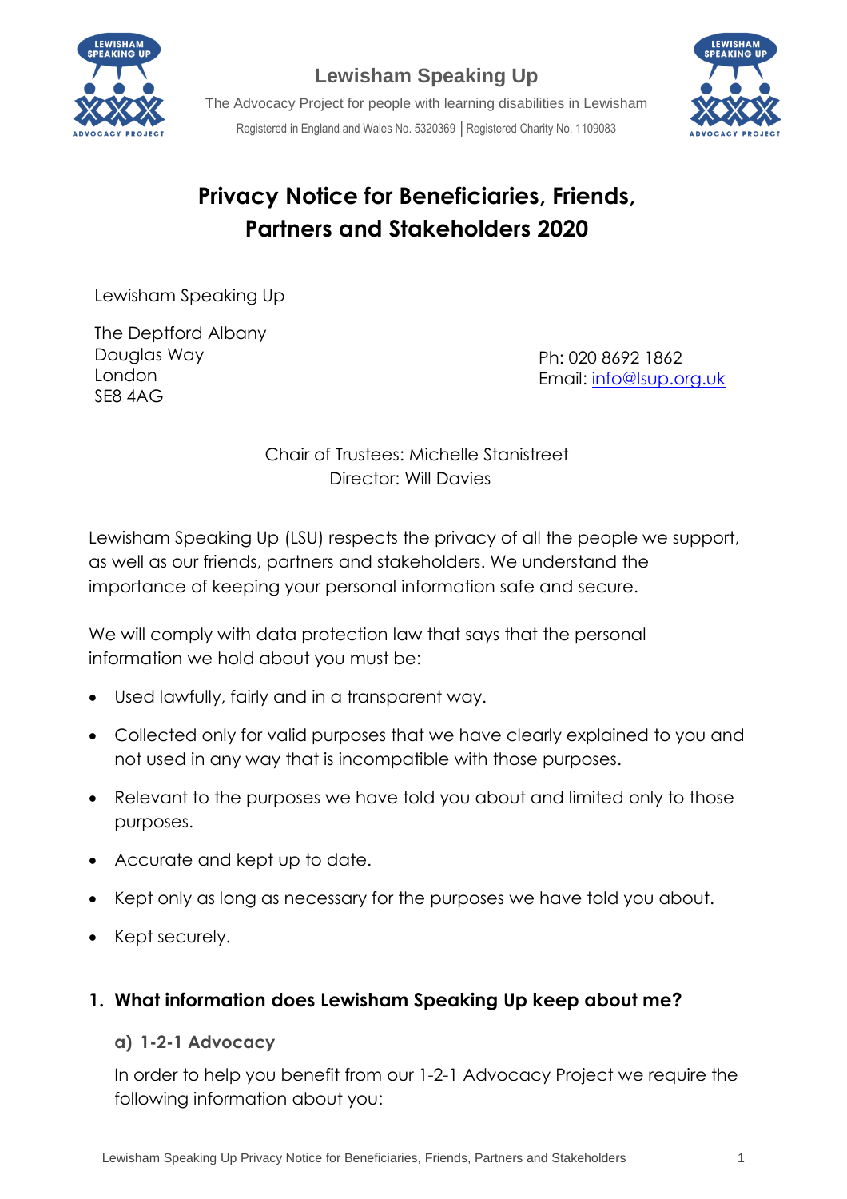**Lewisham Speaking Up**

The Advocacy Project for people with learning disabilities in Lewisham

Registered in England and Wales No. 5320369 | Registered Charity No. 1109083

# Privacy Notice for Beneficiaries, Friends, Partners and Stakeholders 2020

Lewisham Speaking Up

The Deptford Albany
Douglas Way
London
SE8 4AG

Ph: 020 8692 1862
Email: info@lsup.org.uk

Chair of Trustees: Michelle Stanistreet
Director: Will Davies

Lewisham Speaking Up (LSU) respects the privacy of all the people we support, as well as our friends, partners and stakeholders. We understand the importance of keeping your personal information safe and secure.

We will comply with data protection law that says that the personal information we hold about you must be:

- Used lawfully, fairly and in a transparent way.
- Collected only for valid purposes that we have clearly explained to you and not used in any way that is incompatible with those purposes.
- Relevant to the purposes we have told you about and limited only to those purposes.
- Accurate and kept up to date.
- Kept only as long as necessary for the purposes we have told you about.
- Kept securely.

## 1. What information does Lewisham Speaking Up keep about me?

### a) 1-2-1 Advocacy

In order to help you benefit from our 1-2-1 Advocacy Project we require the following information about you: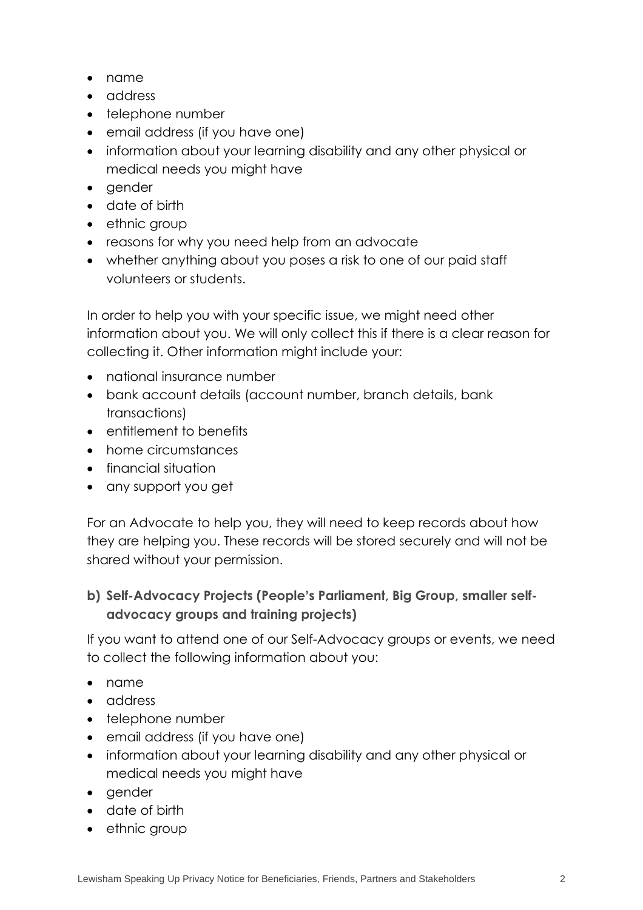- name
- address
- telephone number
- email address (if you have one)
- information about your learning disability and any other physical or medical needs you might have
- gender
- date of birth
- ethnic group
- reasons for why you need help from an advocate
- whether anything about you poses a risk to one of our paid staff volunteers or students.

In order to help you with your specific issue, we might need other information about you. We will only collect this if there is a clear reason for collecting it. Other information might include your:

- national insurance number
- bank account details (account number, branch details, bank transactions)
- entitlement to benefits
- home circumstances
- financial situation
- any support you get

For an Advocate to help you, they will need to keep records about how they are helping you. These records will be stored securely and will not be shared without your permission.

### b) Self-Advocacy Projects (People's Parliament, Big Group, smaller self-advocacy groups and training projects)

If you want to attend one of our Self-Advocacy groups or events, we need to collect the following information about you:

- name
- address
- telephone number
- email address (if you have one)
- information about your learning disability and any other physical or medical needs you might have
- gender
- date of birth
- ethnic group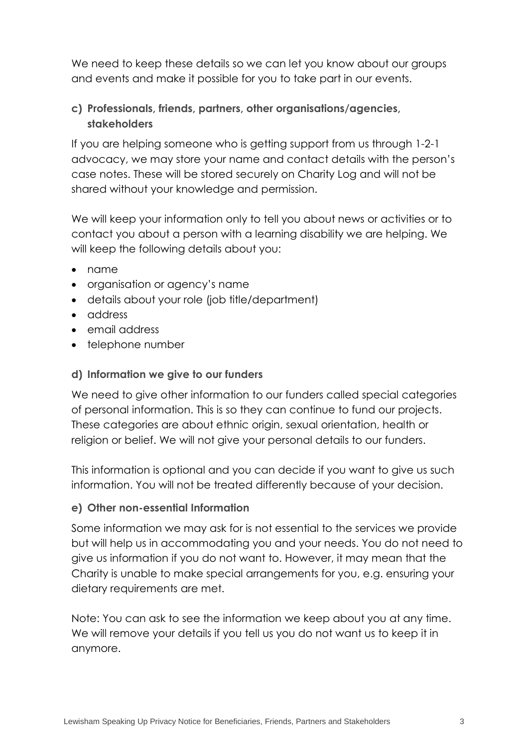We need to keep these details so we can let you know about our groups and events and make it possible for you to take part in our events.

**c) Professionals, friends, partners, other organisations/agencies, stakeholders**

If you are helping someone who is getting support from us through 1-2-1 advocacy, we may store your name and contact details with the person's case notes. These will be stored securely on Charity Log and will not be shared without your knowledge and permission.

We will keep your information only to tell you about news or activities or to contact you about a person with a learning disability we are helping. We will keep the following details about you:

- name
- organisation or agency's name
- details about your role (job title/department)
- address
- email address
- telephone number

**d) Information we give to our funders**

We need to give other information to our funders called special categories of personal information. This is so they can continue to fund our projects. These categories are about ethnic origin, sexual orientation, health or religion or belief. We will not give your personal details to our funders.

This information is optional and you can decide if you want to give us such information. You will not be treated differently because of your decision.

**e) Other non-essential Information**

Some information we may ask for is not essential to the services we provide but will help us in accommodating you and your needs. You do not need to give us information if you do not want to. However, it may mean that the Charity is unable to make special arrangements for you, e.g. ensuring your dietary requirements are met.

Note: You can ask to see the information we keep about you at any time. We will remove your details if you tell us you do not want us to keep it in anymore.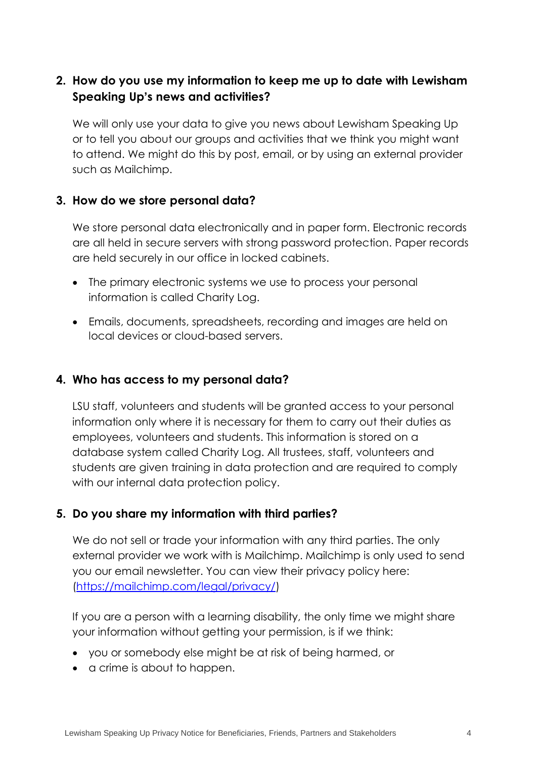## 2. How do you use my information to keep me up to date with Lewisham Speaking Up's news and activities?

We will only use your data to give you news about Lewisham Speaking Up or to tell you about our groups and activities that we think you might want to attend. We might do this by post, email, or by using an external provider such as Mailchimp.

## 3. How do we store personal data?

We store personal data electronically and in paper form. Electronic records are all held in secure servers with strong password protection. Paper records are held securely in our office in locked cabinets.

- The primary electronic systems we use to process your personal information is called Charity Log.
- Emails, documents, spreadsheets, recording and images are held on local devices or cloud-based servers.

## 4. Who has access to my personal data?

LSU staff, volunteers and students will be granted access to your personal information only where it is necessary for them to carry out their duties as employees, volunteers and students. This information is stored on a database system called Charity Log. All trustees, staff, volunteers and students are given training in data protection and are required to comply with our internal data protection policy.

## 5. Do you share my information with third parties?

We do not sell or trade your information with any third parties. The only external provider we work with is Mailchimp. Mailchimp is only used to send you our email newsletter. You can view their privacy policy here: ([https://mailchimp.com/legal/privacy/](https://mailchimp.com/legal/privacy/))

If you are a person with a learning disability, the only time we might share your information without getting your permission, is if we think:

- you or somebody else might be at risk of being harmed, or
- a crime is about to happen.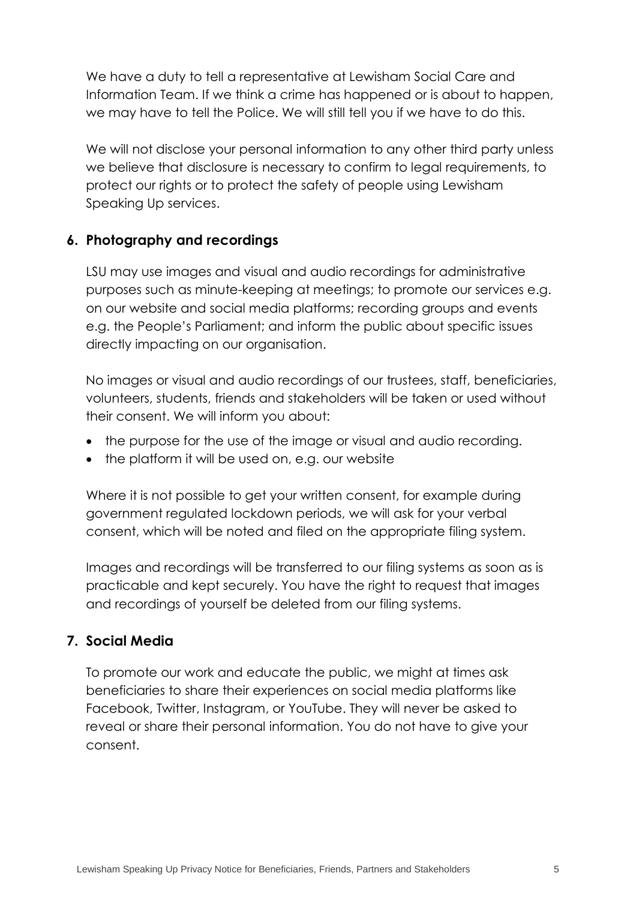We have a duty to tell a representative at Lewisham Social Care and Information Team. If we think a crime has happened or is about to happen, we may have to tell the Police. We will still tell you if we have to do this.

We will not disclose your personal information to any other third party unless we believe that disclosure is necessary to confirm to legal requirements, to protect our rights or to protect the safety of people using Lewisham Speaking Up services.

## 6. Photography and recordings

LSU may use images and visual and audio recordings for administrative purposes such as minute-keeping at meetings; to promote our services e.g. on our website and social media platforms; recording groups and events e.g. the People's Parliament; and inform the public about specific issues directly impacting on our organisation.

No images or visual and audio recordings of our trustees, staff, beneficiaries, volunteers, students, friends and stakeholders will be taken or used without their consent. We will inform you about:

- the purpose for the use of the image or visual and audio recording.
- the platform it will be used on, e.g. our website

Where it is not possible to get your written consent, for example during government regulated lockdown periods, we will ask for your verbal consent, which will be noted and filed on the appropriate filing system.

Images and recordings will be transferred to our filing systems as soon as is practicable and kept securely. You have the right to request that images and recordings of yourself be deleted from our filing systems.

## 7. Social Media

To promote our work and educate the public, we might at times ask beneficiaries to share their experiences on social media platforms like Facebook, Twitter, Instagram, or YouTube. They will never be asked to reveal or share their personal information. You do not have to give your consent.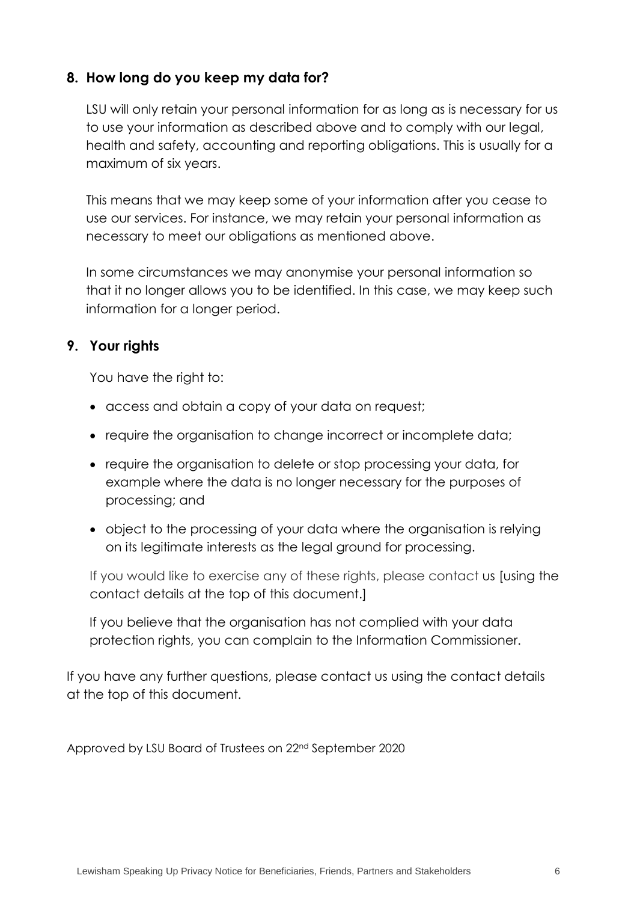## 8. How long do you keep my data for?

LSU will only retain your personal information for as long as is necessary for us to use your information as described above and to comply with our legal, health and safety, accounting and reporting obligations. This is usually for a maximum of six years.

This means that we may keep some of your information after you cease to use our services. For instance, we may retain your personal information as necessary to meet our obligations as mentioned above.

In some circumstances we may anonymise your personal information so that it no longer allows you to be identified. In this case, we may keep such information for a longer period.

## 9. Your rights

You have the right to:

- access and obtain a copy of your data on request;
- require the organisation to change incorrect or incomplete data;
- require the organisation to delete or stop processing your data, for example where the data is no longer necessary for the purposes of processing; and
- object to the processing of your data where the organisation is relying on its legitimate interests as the legal ground for processing.

If you would like to exercise any of these rights, please contact us [using the contact details at the top of this document.]

If you believe that the organisation has not complied with your data protection rights, you can complain to the Information Commissioner.

If you have any further questions, please contact us using the contact details at the top of this document.

Approved by LSU Board of Trustees on 22nd September 2020